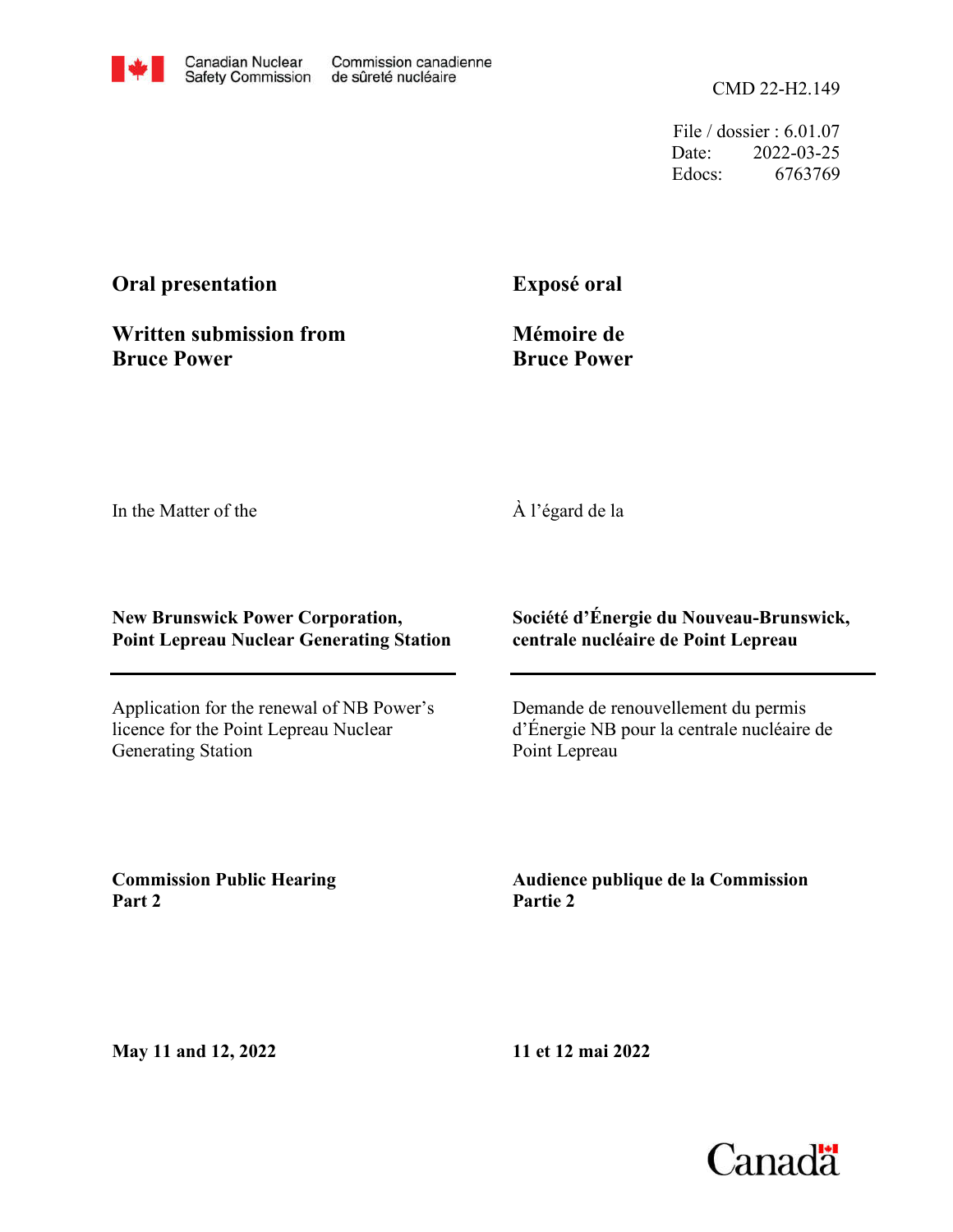Canadian Nuclear Safety Commission — Commission canadienne de sûreté nucléaire

CMD 22-H2.149

File / dossier : 6.01.07
Date: 2022-03-25
Edocs: 6763769

**Oral presentation**

**Written submission from Bruce Power**

**Exposé oral**

**Mémoire de Bruce Power**

In the Matter of the

À l'égard de la

**New Brunswick Power Corporation, Point Lepreau Nuclear Generating Station**

**Société d'Énergie du Nouveau-Brunswick, centrale nucléaire de Point Lepreau**

Application for the renewal of NB Power's licence for the Point Lepreau Nuclear Generating Station

Demande de renouvellement du permis d'Énergie NB pour la centrale nucléaire de Point Lepreau

**Commission Public Hearing Part 2**

**Audience publique de la Commission Partie 2**

**May 11 and 12, 2022**

**11 et 12 mai 2022**

Canada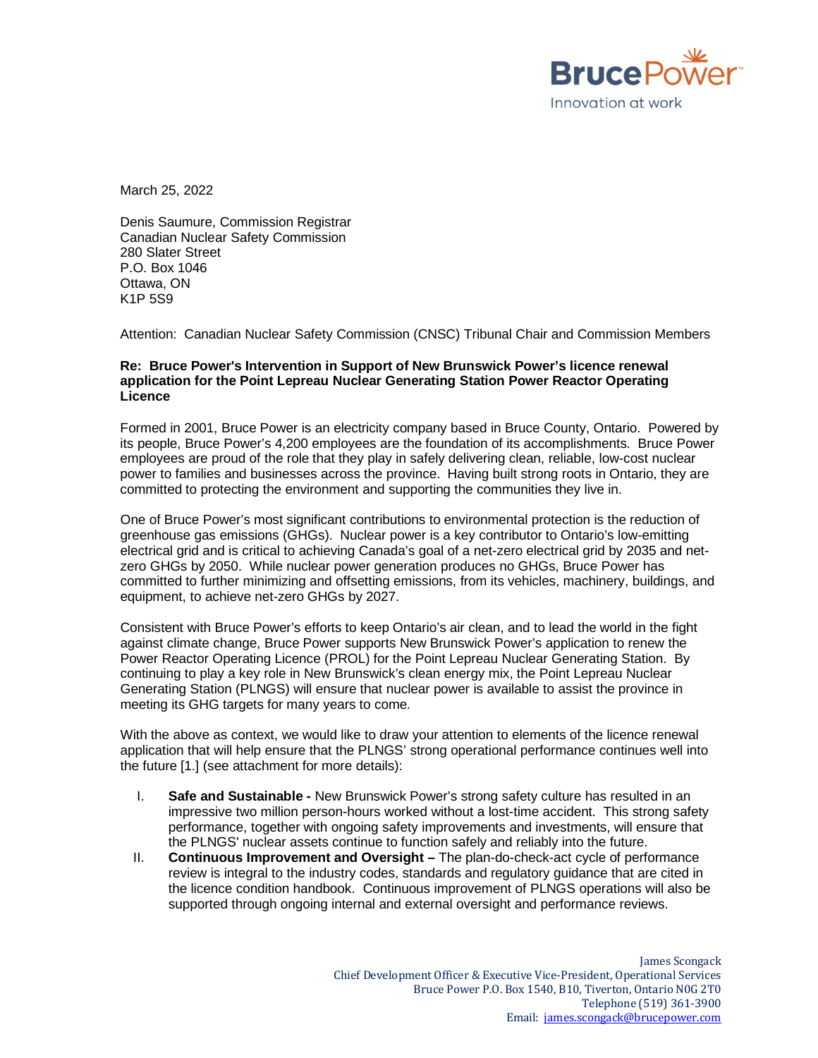BrucePower

Innovation at work

March 25, 2022

Denis Saumure, Commission Registrar
Canadian Nuclear Safety Commission
280 Slater Street
P.O. Box 1046
Ottawa, ON
K1P 5S9

Attention: Canadian Nuclear Safety Commission (CNSC) Tribunal Chair and Commission Members

**Re: Bruce Power's Intervention in Support of New Brunswick Power's licence renewal application for the Point Lepreau Nuclear Generating Station Power Reactor Operating Licence**

Formed in 2001, Bruce Power is an electricity company based in Bruce County, Ontario. Powered by its people, Bruce Power's 4,200 employees are the foundation of its accomplishments. Bruce Power employees are proud of the role that they play in safely delivering clean, reliable, low-cost nuclear power to families and businesses across the province. Having built strong roots in Ontario, they are committed to protecting the environment and supporting the communities they live in.

One of Bruce Power's most significant contributions to environmental protection is the reduction of greenhouse gas emissions (GHGs). Nuclear power is a key contributor to Ontario's low-emitting electrical grid and is critical to achieving Canada's goal of a net-zero electrical grid by 2035 and net-zero GHGs by 2050. While nuclear power generation produces no GHGs, Bruce Power has committed to further minimizing and offsetting emissions, from its vehicles, machinery, buildings, and equipment, to achieve net-zero GHGs by 2027.

Consistent with Bruce Power's efforts to keep Ontario's air clean, and to lead the world in the fight against climate change, Bruce Power supports New Brunswick Power's application to renew the Power Reactor Operating Licence (PROL) for the Point Lepreau Nuclear Generating Station. By continuing to play a key role in New Brunswick's clean energy mix, the Point Lepreau Nuclear Generating Station (PLNGS) will ensure that nuclear power is available to assist the province in meeting its GHG targets for many years to come.

With the above as context, we would like to draw your attention to elements of the licence renewal application that will help ensure that the PLNGS' strong operational performance continues well into the future [1.] (see attachment for more details):

I. **Safe and Sustainable -** New Brunswick Power's strong safety culture has resulted in an impressive two million person-hours worked without a lost-time accident. This strong safety performance, together with ongoing safety improvements and investments, will ensure that the PLNGS' nuclear assets continue to function safely and reliably into the future.
II. **Continuous Improvement and Oversight –** The plan-do-check-act cycle of performance review is integral to the industry codes, standards and regulatory guidance that are cited in the licence condition handbook. Continuous improvement of PLNGS operations will also be supported through ongoing internal and external oversight and performance reviews.

James Scongack
Chief Development Officer & Executive Vice-President, Operational Services
Bruce Power P.O. Box 1540, B10, Tiverton, Ontario N0G 2T0
Telephone (519) 361-3900
Email: james.scongack@brucepower.com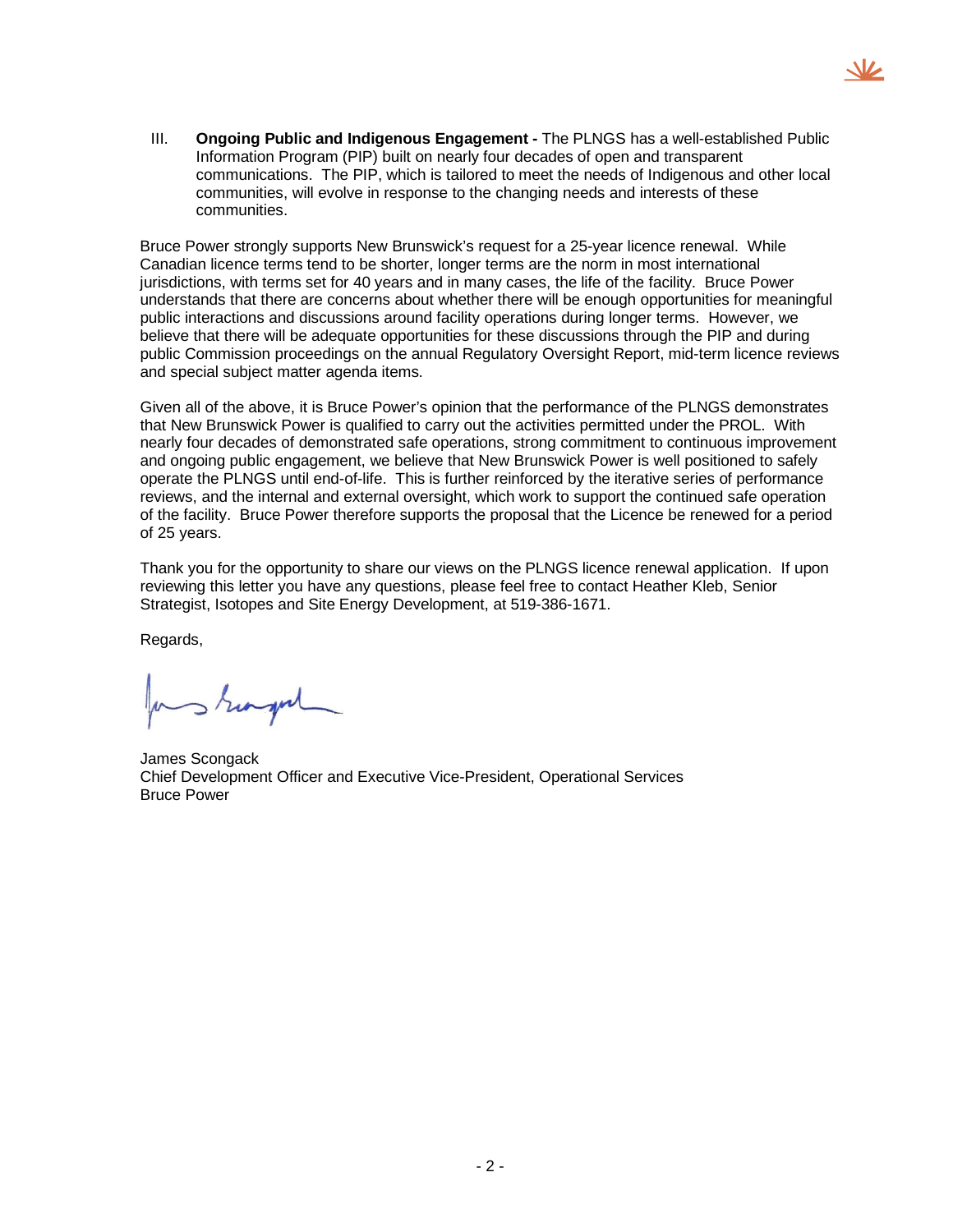III. **Ongoing Public and Indigenous Engagement -** The PLNGS has a well-established Public Information Program (PIP) built on nearly four decades of open and transparent communications. The PIP, which is tailored to meet the needs of Indigenous and other local communities, will evolve in response to the changing needs and interests of these communities.

Bruce Power strongly supports New Brunswick's request for a 25-year licence renewal. While Canadian licence terms tend to be shorter, longer terms are the norm in most international jurisdictions, with terms set for 40 years and in many cases, the life of the facility. Bruce Power understands that there are concerns about whether there will be enough opportunities for meaningful public interactions and discussions around facility operations during longer terms. However, we believe that there will be adequate opportunities for these discussions through the PIP and during public Commission proceedings on the annual Regulatory Oversight Report, mid-term licence reviews and special subject matter agenda items.

Given all of the above, it is Bruce Power's opinion that the performance of the PLNGS demonstrates that New Brunswick Power is qualified to carry out the activities permitted under the PROL. With nearly four decades of demonstrated safe operations, strong commitment to continuous improvement and ongoing public engagement, we believe that New Brunswick Power is well positioned to safely operate the PLNGS until end-of-life. This is further reinforced by the iterative series of performance reviews, and the internal and external oversight, which work to support the continued safe operation of the facility. Bruce Power therefore supports the proposal that the Licence be renewed for a period of 25 years.

Thank you for the opportunity to share our views on the PLNGS licence renewal application. If upon reviewing this letter you have any questions, please feel free to contact Heather Kleb, Senior Strategist, Isotopes and Site Energy Development, at 519-386-1671.

Regards,

James Scongack
Chief Development Officer and Executive Vice-President, Operational Services
Bruce Power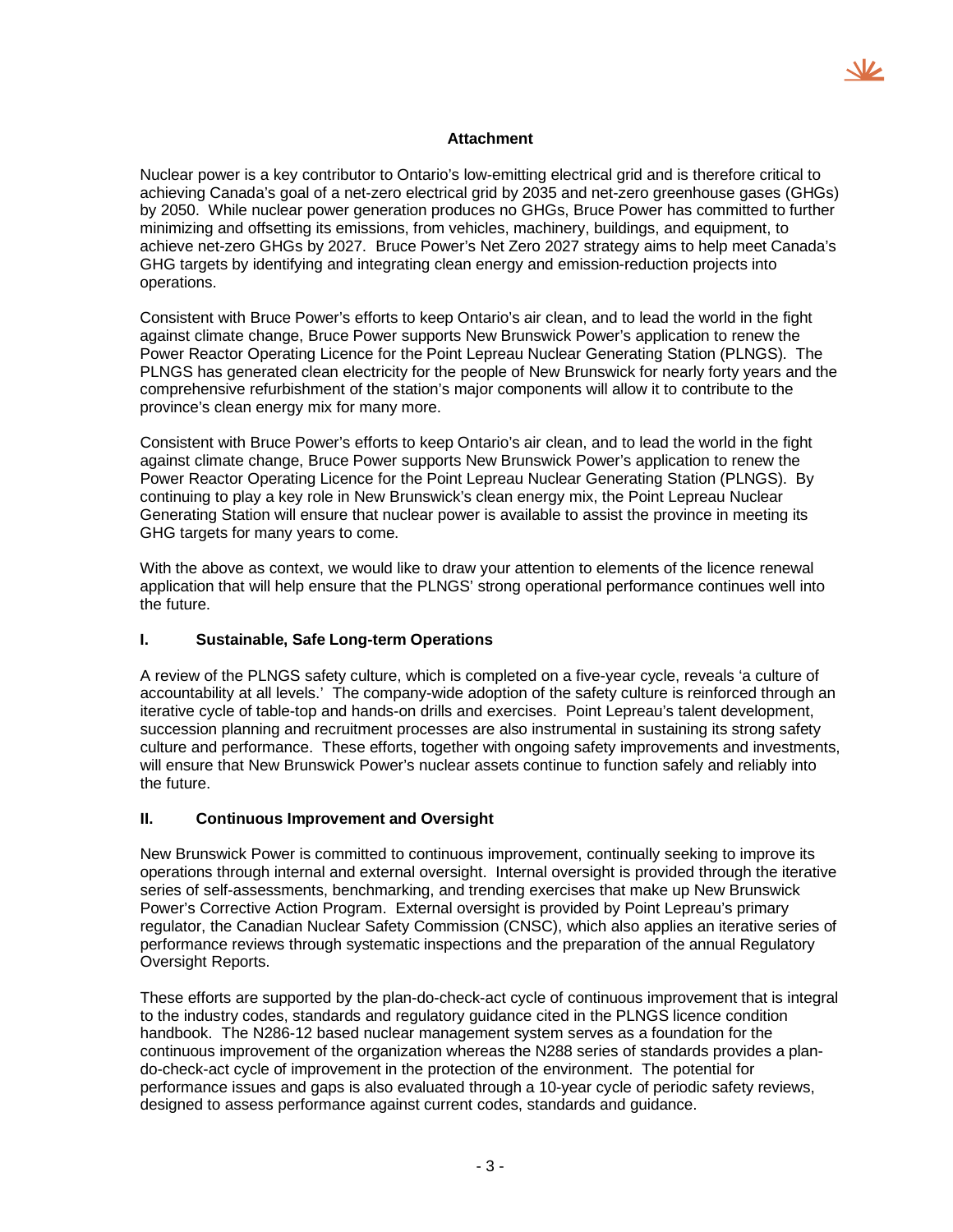**Attachment**

Nuclear power is a key contributor to Ontario's low-emitting electrical grid and is therefore critical to achieving Canada's goal of a net-zero electrical grid by 2035 and net-zero greenhouse gases (GHGs) by 2050. While nuclear power generation produces no GHGs, Bruce Power has committed to further minimizing and offsetting its emissions, from vehicles, machinery, buildings, and equipment, to achieve net-zero GHGs by 2027. Bruce Power's Net Zero 2027 strategy aims to help meet Canada's GHG targets by identifying and integrating clean energy and emission-reduction projects into operations.

Consistent with Bruce Power's efforts to keep Ontario's air clean, and to lead the world in the fight against climate change, Bruce Power supports New Brunswick Power's application to renew the Power Reactor Operating Licence for the Point Lepreau Nuclear Generating Station (PLNGS). The PLNGS has generated clean electricity for the people of New Brunswick for nearly forty years and the comprehensive refurbishment of the station's major components will allow it to contribute to the province's clean energy mix for many more.

Consistent with Bruce Power's efforts to keep Ontario's air clean, and to lead the world in the fight against climate change, Bruce Power supports New Brunswick Power's application to renew the Power Reactor Operating Licence for the Point Lepreau Nuclear Generating Station (PLNGS). By continuing to play a key role in New Brunswick's clean energy mix, the Point Lepreau Nuclear Generating Station will ensure that nuclear power is available to assist the province in meeting its GHG targets for many years to come.

With the above as context, we would like to draw your attention to elements of the licence renewal application that will help ensure that the PLNGS' strong operational performance continues well into the future.

## I. Sustainable, Safe Long-term Operations

A review of the PLNGS safety culture, which is completed on a five-year cycle, reveals 'a culture of accountability at all levels.' The company-wide adoption of the safety culture is reinforced through an iterative cycle of table-top and hands-on drills and exercises. Point Lepreau's talent development, succession planning and recruitment processes are also instrumental in sustaining its strong safety culture and performance. These efforts, together with ongoing safety improvements and investments, will ensure that New Brunswick Power's nuclear assets continue to function safely and reliably into the future.

## II. Continuous Improvement and Oversight

New Brunswick Power is committed to continuous improvement, continually seeking to improve its operations through internal and external oversight. Internal oversight is provided through the iterative series of self-assessments, benchmarking, and trending exercises that make up New Brunswick Power's Corrective Action Program. External oversight is provided by Point Lepreau's primary regulator, the Canadian Nuclear Safety Commission (CNSC), which also applies an iterative series of performance reviews through systematic inspections and the preparation of the annual Regulatory Oversight Reports.

These efforts are supported by the plan-do-check-act cycle of continuous improvement that is integral to the industry codes, standards and regulatory guidance cited in the PLNGS licence condition handbook. The N286-12 based nuclear management system serves as a foundation for the continuous improvement of the organization whereas the N288 series of standards provides a plan-do-check-act cycle of improvement in the protection of the environment. The potential for performance issues and gaps is also evaluated through a 10-year cycle of periodic safety reviews, designed to assess performance against current codes, standards and guidance.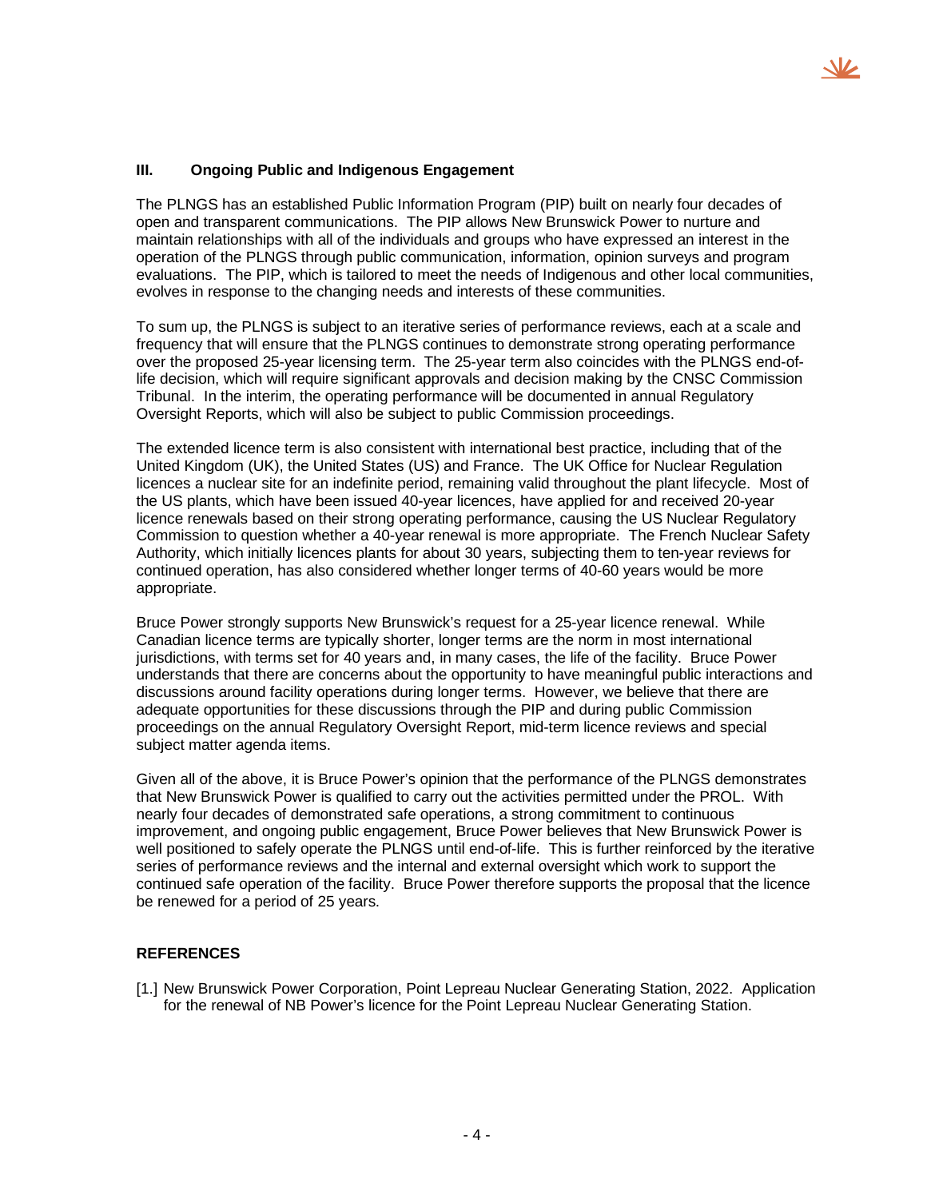### III. Ongoing Public and Indigenous Engagement

The PLNGS has an established Public Information Program (PIP) built on nearly four decades of open and transparent communications. The PIP allows New Brunswick Power to nurture and maintain relationships with all of the individuals and groups who have expressed an interest in the operation of the PLNGS through public communication, information, opinion surveys and program evaluations. The PIP, which is tailored to meet the needs of Indigenous and other local communities, evolves in response to the changing needs and interests of these communities.

To sum up, the PLNGS is subject to an iterative series of performance reviews, each at a scale and frequency that will ensure that the PLNGS continues to demonstrate strong operating performance over the proposed 25-year licensing term. The 25-year term also coincides with the PLNGS end-of-life decision, which will require significant approvals and decision making by the CNSC Commission Tribunal. In the interim, the operating performance will be documented in annual Regulatory Oversight Reports, which will also be subject to public Commission proceedings.

The extended licence term is also consistent with international best practice, including that of the United Kingdom (UK), the United States (US) and France. The UK Office for Nuclear Regulation licences a nuclear site for an indefinite period, remaining valid throughout the plant lifecycle. Most of the US plants, which have been issued 40-year licences, have applied for and received 20-year licence renewals based on their strong operating performance, causing the US Nuclear Regulatory Commission to question whether a 40-year renewal is more appropriate. The French Nuclear Safety Authority, which initially licences plants for about 30 years, subjecting them to ten-year reviews for continued operation, has also considered whether longer terms of 40-60 years would be more appropriate.

Bruce Power strongly supports New Brunswick's request for a 25-year licence renewal. While Canadian licence terms are typically shorter, longer terms are the norm in most international jurisdictions, with terms set for 40 years and, in many cases, the life of the facility. Bruce Power understands that there are concerns about the opportunity to have meaningful public interactions and discussions around facility operations during longer terms. However, we believe that there are adequate opportunities for these discussions through the PIP and during public Commission proceedings on the annual Regulatory Oversight Report, mid-term licence reviews and special subject matter agenda items.

Given all of the above, it is Bruce Power's opinion that the performance of the PLNGS demonstrates that New Brunswick Power is qualified to carry out the activities permitted under the PROL. With nearly four decades of demonstrated safe operations, a strong commitment to continuous improvement, and ongoing public engagement, Bruce Power believes that New Brunswick Power is well positioned to safely operate the PLNGS until end-of-life. This is further reinforced by the iterative series of performance reviews and the internal and external oversight which work to support the continued safe operation of the facility. Bruce Power therefore supports the proposal that the licence be renewed for a period of 25 years.

### REFERENCES

[1.] New Brunswick Power Corporation, Point Lepreau Nuclear Generating Station, 2022. Application for the renewal of NB Power's licence for the Point Lepreau Nuclear Generating Station.